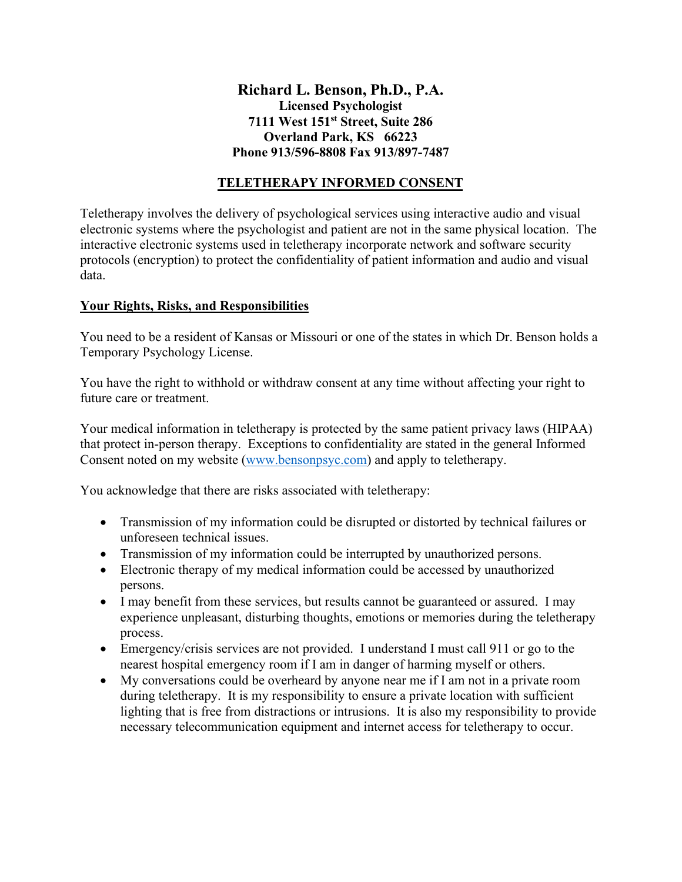# Richard L. Benson, Ph.D., P.A.

**Licensed Psychologist**
**7111 West 151st Street, Suite 286**
**Overland Park, KS 66223**
**Phone 913/596-8808 Fax 913/897-7487**

## TELETHERAPY INFORMED CONSENT

Teletherapy involves the delivery of psychological services using interactive audio and visual electronic systems where the psychologist and patient are not in the same physical location. The interactive electronic systems used in teletherapy incorporate network and software security protocols (encryption) to protect the confidentiality of patient information and audio and visual data.

### Your Rights, Risks, and Responsibilities

You need to be a resident of Kansas or Missouri or one of the states in which Dr. Benson holds a Temporary Psychology License.

You have the right to withhold or withdraw consent at any time without affecting your right to future care or treatment.

Your medical information in teletherapy is protected by the same patient privacy laws (HIPAA) that protect in-person therapy. Exceptions to confidentiality are stated in the general Informed Consent noted on my website (www.bensonpsyc.com) and apply to teletherapy.

You acknowledge that there are risks associated with teletherapy:

- Transmission of my information could be disrupted or distorted by technical failures or unforeseen technical issues.
- Transmission of my information could be interrupted by unauthorized persons.
- Electronic therapy of my medical information could be accessed by unauthorized persons.
- I may benefit from these services, but results cannot be guaranteed or assured. I may experience unpleasant, disturbing thoughts, emotions or memories during the teletherapy process.
- Emergency/crisis services are not provided. I understand I must call 911 or go to the nearest hospital emergency room if I am in danger of harming myself or others.
- My conversations could be overheard by anyone near me if I am not in a private room during teletherapy. It is my responsibility to ensure a private location with sufficient lighting that is free from distractions or intrusions. It is also my responsibility to provide necessary telecommunication equipment and internet access for teletherapy to occur.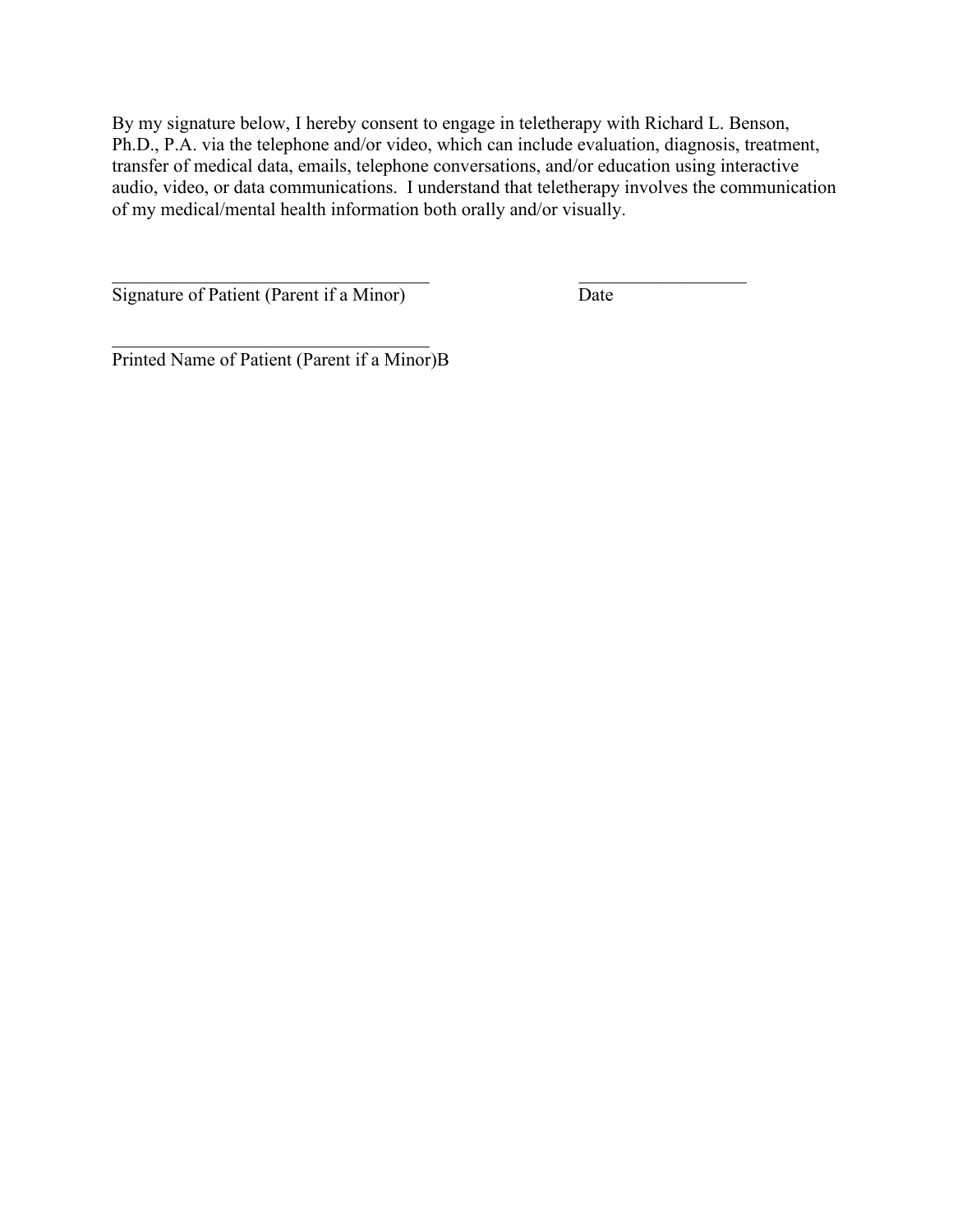By my signature below, I hereby consent to engage in teletherapy with Richard L. Benson, Ph.D., P.A. via the telephone and/or video, which can include evaluation, diagnosis, treatment, transfer of medical data, emails, telephone conversations, and/or education using interactive audio, video, or data communications. I understand that teletherapy involves the communication of my medical/mental health information both orally and/or visually.

___________________________________ ________________

Signature of Patient (Parent if a Minor) Date

___________________________________

Printed Name of Patient (Parent if a Minor)B